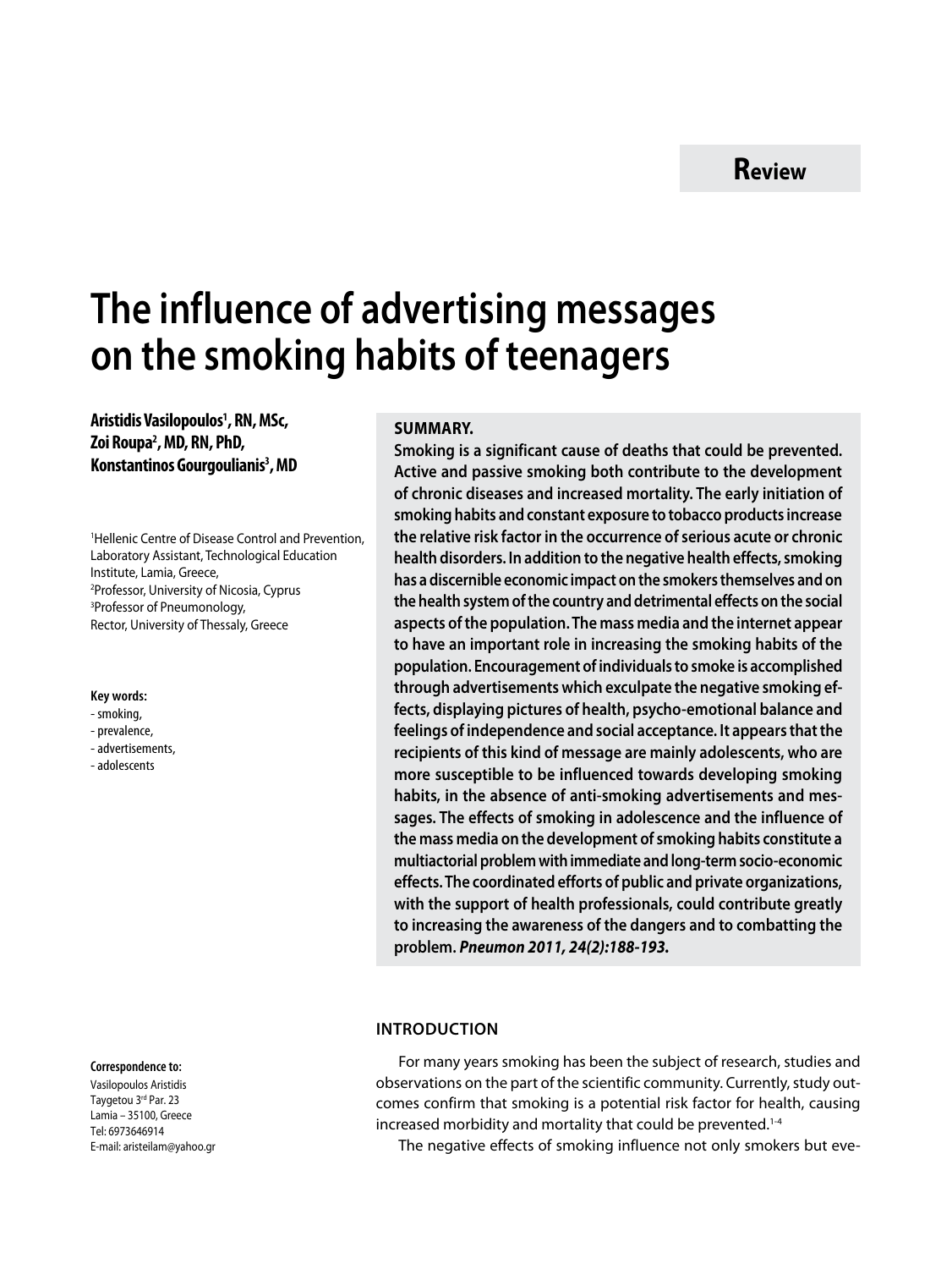Review

# The influence of advertising messages on the smoking habits of teenagers

**Aristidis Vasilopoulos[1], RN, MSc, Zoi Roupa[2], MD, RN, PhD, Konstantinos Gourgoulianis[3], MD**

[1]Hellenic Centre of Disease Control and Prevention, Laboratory Assistant, Technological Education Institute, Lamia, Greece,
[2]Professor, University of Nicosia, Cyprus
[3]Professor of Pneumonology, Rector, University of Thessaly, Greece

**Key words:**
- smoking,
- prevalence,
- advertisements,
- adolescents

**Correspondence to:**
Vasilopoulos Aristidis
Taygetou 3rd Par. 23
Lamia – 35100, Greece
Tel: 6973646914
E-mail: aristeilam@yahoo.gr

**SUMMARY.**
**Smoking is a significant cause of deaths that could be prevented. Active and passive smoking both contribute to the development of chronic diseases and increased mortality. The early initiation of smoking habits and constant exposure to tobacco products increase the relative risk factor in the occurrence of serious acute or chronic health disorders. In addition to the negative health effects, smoking has a discernible economic impact on the smokers themselves and on the health system of the country and detrimental effects on the social aspects of the population. The mass media and the internet appear to have an important role in increasing the smoking habits of the population. Encouragement of individuals to smoke is accomplished through advertisements which exculpate the negative smoking effects, displaying pictures of health, psycho-emotional balance and feelings of independence and social acceptance. It appears that the recipients of this kind of message are mainly adolescents, who are more susceptible to be influenced towards developing smoking habits, in the absence of anti-smoking advertisements and messages. The effects of smoking in adolescence and the influence of the mass media on the development of smoking habits constitute a multiactorial problem with immediate and long-term socio-economic effects. The coordinated efforts of public and private organizations, with the support of health professionals, could contribute greatly to increasing the awareness of the dangers and to combatting the problem.** ***Pneumon 2011, 24(2):188-193.***

## INTRODUCTION

For many years smoking has been the subject of research, studies and observations on the part of the scientific community. Currently, study outcomes confirm that smoking is a potential risk factor for health, causing increased morbidity and mortality that could be prevented.[1-4]

The negative effects of smoking influence not only smokers but eve-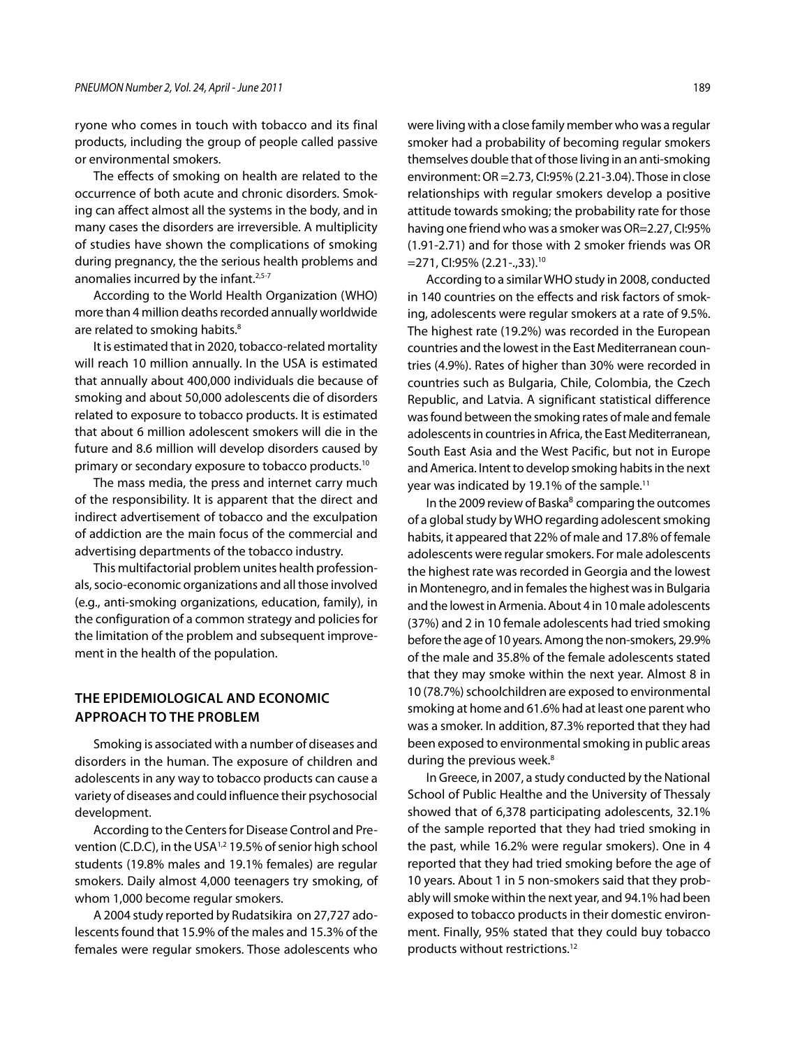ryone who comes in touch with tobacco and its final products, including the group of people called passive or environmental smokers.

The effects of smoking on health are related to the occurrence of both acute and chronic disorders. Smoking can affect almost all the systems in the body, and in many cases the disorders are irreversible. A multiplicity of studies have shown the complications of smoking during pregnancy, the the serious health problems and anomalies incurred by the infant.[2,5-7]

According to the World Health Organization (WHO) more than 4 million deaths recorded annually worldwide are related to smoking habits.[8]

It is estimated that in 2020, tobacco-related mortality will reach 10 million annually. In the USA is estimated that annually about 400,000 individuals die because of smoking and about 50,000 adolescents die of disorders related to exposure to tobacco products. It is estimated that about 6 million adolescent smokers will die in the future and 8.6 million will develop disorders caused by primary or secondary exposure to tobacco products.[10]

The mass media, the press and internet carry much of the responsibility. It is apparent that the direct and indirect advertisement of tobacco and the exculpation of addiction are the main focus of the commercial and advertising departments of the tobacco industry.

This multifactorial problem unites health professionals, socio-economic organizations and all those involved (e.g., anti-smoking organizations, education, family), in the configuration of a common strategy and policies for the limitation of the problem and subsequent improvement in the health of the population.

## THE EPIDEMIOLOGICAL AND ECONOMIC APPROACH TO THE PROBLEM

Smoking is associated with a number of diseases and disorders in the human. The exposure of children and adolescents in any way to tobacco products can cause a variety of diseases and could influence their psychosocial development.

According to the Centers for Disease Control and Prevention (C.D.C), in the USA[1,2] 19.5% of senior high school students (19.8% males and 19.1% females) are regular smokers. Daily almost 4,000 teenagers try smoking, of whom 1,000 become regular smokers.

A 2004 study reported by Rudatsikira on 27,727 adolescents found that 15.9% of the males and 15.3% of the females were regular smokers. Those adolescents who were living with a close family member who was a regular smoker had a probability of becoming regular smokers themselves double that of those living in an anti-smoking environment: OR =2.73, CI:95% (2.21-3.04). Those in close relationships with regular smokers develop a positive attitude towards smoking; the probability rate for those having one friend who was a smoker was OR=2.27, CI:95% (1.91-2.71) and for those with 2 smoker friends was OR =271, CI:95% (2.21-.,33).[10]

According to a similar WHO study in 2008, conducted in 140 countries on the effects and risk factors of smoking, adolescents were regular smokers at a rate of 9.5%. The highest rate (19.2%) was recorded in the European countries and the lowest in the East Mediterranean countries (4.9%). Rates of higher than 30% were recorded in countries such as Bulgaria, Chile, Colombia, the Czech Republic, and Latvia. A significant statistical difference was found between the smoking rates of male and female adolescents in countries in Africa, the East Mediterranean, South East Asia and the West Pacific, but not in Europe and America. Intent to develop smoking habits in the next year was indicated by 19.1% of the sample.[11]

In the 2009 review of Baska[8] comparing the outcomes of a global study by WHO regarding adolescent smoking habits, it appeared that 22% of male and 17.8% of female adolescents were regular smokers. For male adolescents the highest rate was recorded in Georgia and the lowest in Montenegro, and in females the highest was in Bulgaria and the lowest in Armenia. About 4 in 10 male adolescents (37%) and 2 in 10 female adolescents had tried smoking before the age of 10 years. Among the non-smokers, 29.9% of the male and 35.8% of the female adolescents stated that they may smoke within the next year. Almost 8 in 10 (78.7%) schoolchildren are exposed to environmental smoking at home and 61.6% had at least one parent who was a smoker. In addition, 87.3% reported that they had been exposed to environmental smoking in public areas during the previous week.[8]

In Greece, in 2007, a study conducted by the National School of Public Healthe and the University of Thessaly showed that of 6,378 participating adolescents, 32.1% of the sample reported that they had tried smoking in the past, while 16.2% were regular smokers). One in 4 reported that they had tried smoking before the age of 10 years. About 1 in 5 non-smokers said that they probably will smoke within the next year, and 94.1% had been exposed to tobacco products in their domestic environment. Finally, 95% stated that they could buy tobacco products without restrictions.[12]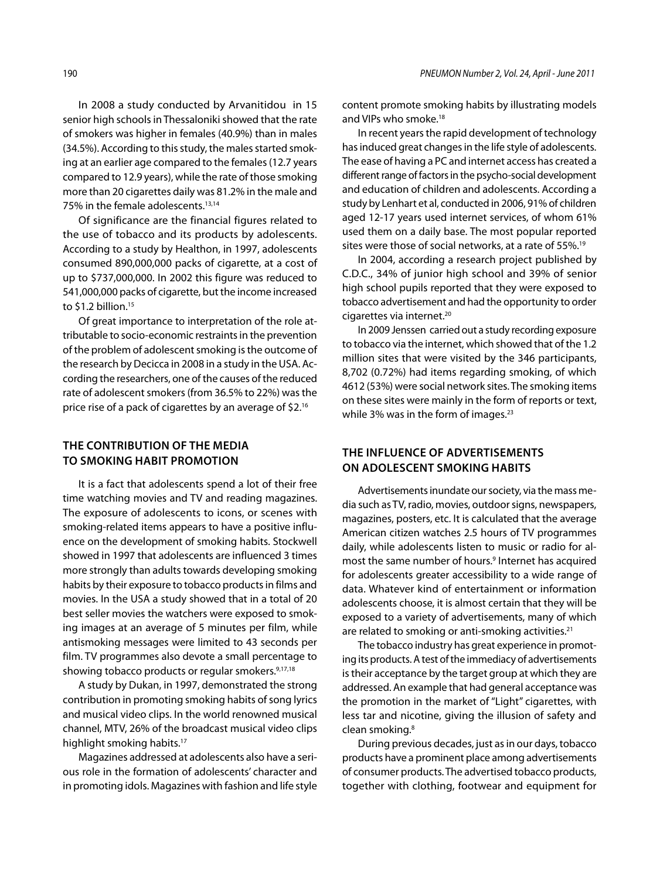In 2008 a study conducted by Arvanitidou in 15 senior high schools in Thessaloniki showed that the rate of smokers was higher in females (40.9%) than in males (34.5%). According to this study, the males started smoking at an earlier age compared to the females (12.7 years compared to 12.9 years), while the rate of those smoking more than 20 cigarettes daily was 81.2% in the male and 75% in the female adolescents.[13,14]

Of significance are the financial figures related to the use of tobacco and its products by adolescents. According to a study by Healthon, in 1997, adolescents consumed 890,000,000 packs of cigarette, at a cost of up to $737,000,000. In 2002 this figure was reduced to 541,000,000 packs of cigarette, but the income increased to $1.2 billion.[15]

Of great importance to interpretation of the role attributable to socio-economic restraints in the prevention of the problem of adolescent smoking is the outcome of the research by Decicca in 2008 in a study in the USA. According the researchers, one of the causes of the reduced rate of adolescent smokers (from 36.5% to 22%) was the price rise of a pack of cigarettes by an average of $2.[16]

## THE CONTRIBUTION OF THE MEDIA TO SMOKING HABIT PROMOTION

It is a fact that adolescents spend a lot of their free time watching movies and TV and reading magazines. The exposure of adolescents to icons, or scenes with smoking-related items appears to have a positive influence on the development of smoking habits. Stockwell showed in 1997 that adolescents are influenced 3 times more strongly than adults towards developing smoking habits by their exposure to tobacco products in films and movies. In the USA a study showed that in a total of 20 best seller movies the watchers were exposed to smoking images at an average of 5 minutes per film, while antismoking messages were limited to 43 seconds per film. TV programmes also devote a small percentage to showing tobacco products or regular smokers.[9,17,18]

A study by Dukan, in 1997, demonstrated the strong contribution in promoting smoking habits of song lyrics and musical video clips. In the world renowned musical channel, MTV, 26% of the broadcast musical video clips highlight smoking habits.[17]

Magazines addressed at adolescents also have a serious role in the formation of adolescents' character and in promoting idols. Magazines with fashion and life style content promote smoking habits by illustrating models and VIPs who smoke.[18]

In recent years the rapid development of technology has induced great changes in the life style of adolescents. The ease of having a PC and internet access has created a different range of factors in the psycho-social development and education of children and adolescents. According a study by Lenhart et al, conducted in 2006, 91% of children aged 12-17 years used internet services, of whom 61% used them on a daily base. The most popular reported sites were those of social networks, at a rate of 55%.[19]

In 2004, according a research project published by C.D.C., 34% of junior high school and 39% of senior high school pupils reported that they were exposed to tobacco advertisement and had the opportunity to order cigarettes via internet.[20]

In 2009 Jenssen carried out a study recording exposure to tobacco via the internet, which showed that of the 1.2 million sites that were visited by the 346 participants, 8,702 (0.72%) had items regarding smoking, of which 4612 (53%) were social network sites. The smoking items on these sites were mainly in the form of reports or text, while 3% was in the form of images.[23]

## THE INFLUENCE OF ADVERTISEMENTS ON ADOLESCENT SMOKING HABITS

Advertisements inundate our society, via the mass media such as TV, radio, movies, outdoor signs, newspapers, magazines, posters, etc. It is calculated that the average American citizen watches 2.5 hours of TV programmes daily, while adolescents listen to music or radio for almost the same number of hours.[9] Internet has acquired for adolescents greater accessibility to a wide range of data. Whatever kind of entertainment or information adolescents choose, it is almost certain that they will be exposed to a variety of advertisements, many of which are related to smoking or anti-smoking activities.[21]

The tobacco industry has great experience in promoting its products. A test of the immediacy of advertisements is their acceptance by the target group at which they are addressed. An example that had general acceptance was the promotion in the market of "Light" cigarettes, with less tar and nicotine, giving the illusion of safety and clean smoking.[8]

During previous decades, just as in our days, tobacco products have a prominent place among advertisements of consumer products. The advertised tobacco products, together with clothing, footwear and equipment for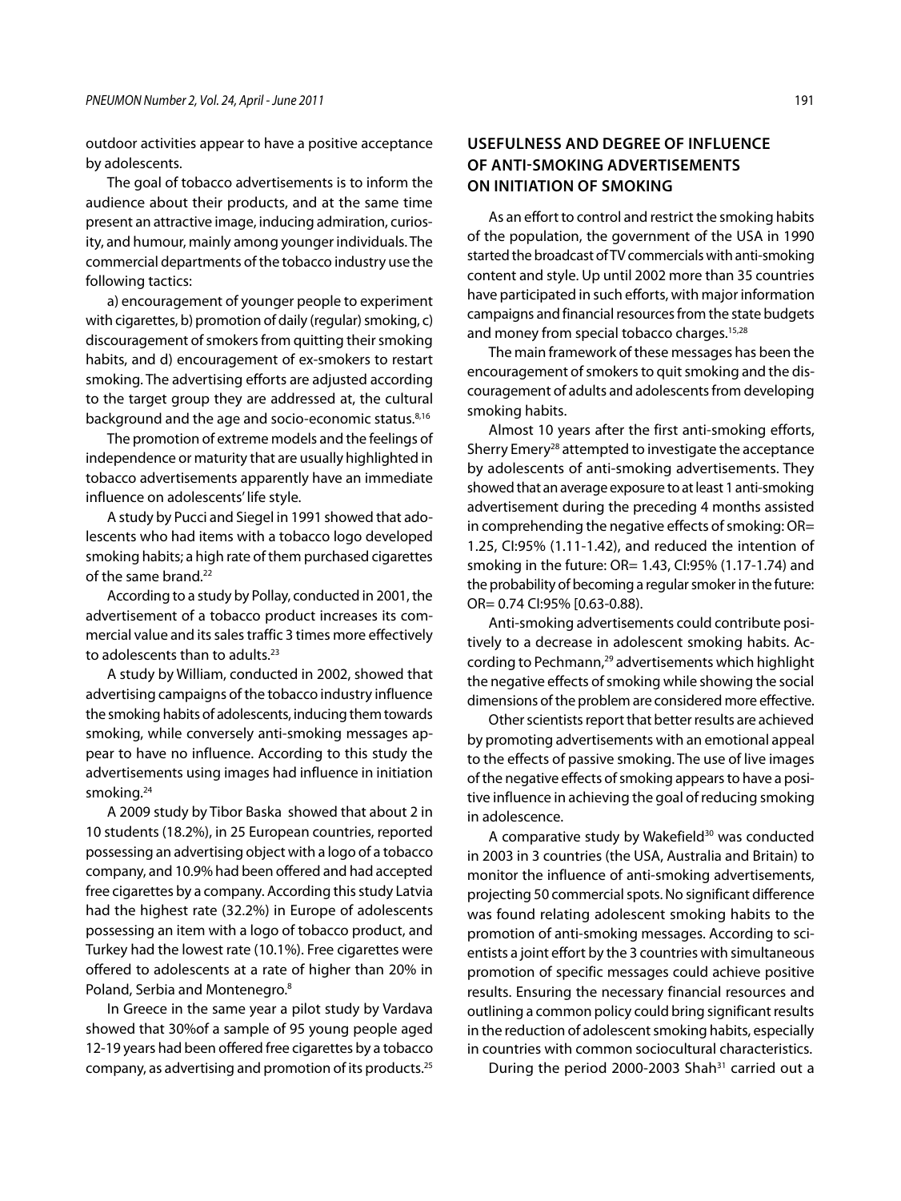outdoor activities appear to have a positive acceptance by adolescents.

The goal of tobacco advertisements is to inform the audience about their products, and at the same time present an attractive image, inducing admiration, curiosity, and humour, mainly among younger individuals. The commercial departments of the tobacco industry use the following tactics:

a) encouragement of younger people to experiment with cigarettes, b) promotion of daily (regular) smoking, c) discouragement of smokers from quitting their smoking habits, and d) encouragement of ex-smokers to restart smoking. The advertising efforts are adjusted according to the target group they are addressed at, the cultural background and the age and socio-economic status.[8,16]

The promotion of extreme models and the feelings of independence or maturity that are usually highlighted in tobacco advertisements apparently have an immediate influence on adolescents' life style.

A study by Pucci and Siegel in 1991 showed that adolescents who had items with a tobacco logo developed smoking habits; a high rate of them purchased cigarettes of the same brand.[22]

According to a study by Pollay, conducted in 2001, the advertisement of a tobacco product increases its commercial value and its sales traffic 3 times more effectively to adolescents than to adults.[23]

A study by William, conducted in 2002, showed that advertising campaigns of the tobacco industry influence the smoking habits of adolescents, inducing them towards smoking, while conversely anti-smoking messages appear to have no influence. According to this study the advertisements using images had influence in initiation smoking.[24]

A 2009 study by Tibor Baska showed that about 2 in 10 students (18.2%), in 25 European countries, reported possessing an advertising object with a logo of a tobacco company, and 10.9% had been offered and had accepted free cigarettes by a company. According this study Latvia had the highest rate (32.2%) in Europe of adolescents possessing an item with a logo of tobacco product, and Turkey had the lowest rate (10.1%). Free cigarettes were offered to adolescents at a rate of higher than 20% in Poland, Serbia and Montenegro.[8]

In Greece in the same year a pilot study by Vardava showed that 30%of a sample of 95 young people aged 12-19 years had been offered free cigarettes by a tobacco company, as advertising and promotion of its products.[25]

## USEFULNESS AND DEGREE OF INFLUENCE OF ANTI-SMOKING ADVERTISEMENTS ON INITIATION OF SMOKING

As an effort to control and restrict the smoking habits of the population, the government of the USA in 1990 started the broadcast of TV commercials with anti-smoking content and style. Up until 2002 more than 35 countries have participated in such efforts, with major information campaigns and financial resources from the state budgets and money from special tobacco charges.[15,28]

The main framework of these messages has been the encouragement of smokers to quit smoking and the discouragement of adults and adolescents from developing smoking habits.

Almost 10 years after the first anti-smoking efforts, Sherry Emery[28] attempted to investigate the acceptance by adolescents of anti-smoking advertisements. They showed that an average exposure to at least 1 anti-smoking advertisement during the preceding 4 months assisted in comprehending the negative effects of smoking: OR= 1.25, CI:95% (1.11-1.42), and reduced the intention of smoking in the future: OR= 1.43, CI:95% (1.17-1.74) and the probability of becoming a regular smoker in the future: OR= 0.74 CI:95% [0.63-0.88).

Anti-smoking advertisements could contribute positively to a decrease in adolescent smoking habits. According to Pechmann,[29] advertisements which highlight the negative effects of smoking while showing the social dimensions of the problem are considered more effective.

Other scientists report that better results are achieved by promoting advertisements with an emotional appeal to the effects of passive smoking. The use of live images of the negative effects of smoking appears to have a positive influence in achieving the goal of reducing smoking in adolescence.

A comparative study by Wakefield[30] was conducted in 2003 in 3 countries (the USA, Australia and Britain) to monitor the influence of anti-smoking advertisements, projecting 50 commercial spots. No significant difference was found relating adolescent smoking habits to the promotion of anti-smoking messages. According to scientists a joint effort by the 3 countries with simultaneous promotion of specific messages could achieve positive results. Ensuring the necessary financial resources and outlining a common policy could bring significant results in the reduction of adolescent smoking habits, especially in countries with common sociocultural characteristics.

During the period 2000-2003 Shah[31] carried out a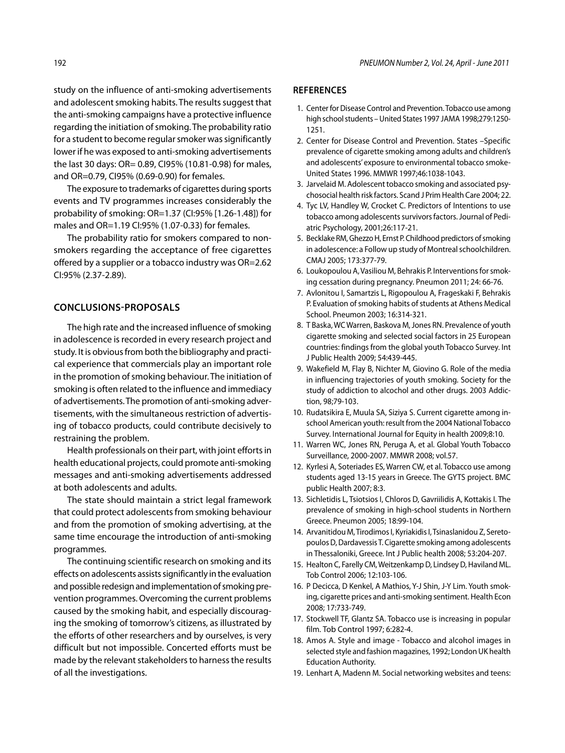study on the influence of anti-smoking advertisements and adolescent smoking habits. The results suggest that the anti-smoking campaigns have a protective influence regarding the initiation of smoking. The probability ratio for a student to become regular smoker was significantly lower if he was exposed to anti-smoking advertisements the last 30 days: OR= 0.89, CI95% (10.81-0.98) for males, and OR=0.79, CI95% (0.69-0.90) for females.

The exposure to trademarks of cigarettes during sports events and TV programmes increases considerably the probability of smoking: OR=1.37 (CI:95% [1.26-1.48]) for males and OR=1.19 CI:95% (1.07-0.33) for females.

The probability ratio for smokers compared to non-smokers regarding the acceptance of free cigarettes offered by a supplier or a tobacco industry was OR=2.62 CI:95% (2.37-2.89).

## CONCLUSIONS-PROPOSALS

The high rate and the increased influence of smoking in adolescence is recorded in every research project and study. It is obvious from both the bibliography and practical experience that commercials play an important role in the promotion of smoking behaviour. The initiation of smoking is often related to the influence and immediacy of advertisements. The promotion of anti-smoking advertisements, with the simultaneous restriction of advertising of tobacco products, could contribute decisively to restraining the problem.

Health professionals on their part, with joint efforts in health educational projects, could promote anti-smoking messages and anti-smoking advertisements addressed at both adolescents and adults.

The state should maintain a strict legal framework that could protect adolescents from smoking behaviour and from the promotion of smoking advertising, at the same time encourage the introduction of anti-smoking programmes.

The continuing scientific research on smoking and its effects on adolescents assists significantly in the evaluation and possible redesign and implementation of smoking prevention programmes. Overcoming the current problems caused by the smoking habit, and especially discouraging the smoking of tomorrow's citizens, as illustrated by the efforts of other researchers and by ourselves, is very difficult but not impossible. Concerted efforts must be made by the relevant stakeholders to harness the results of all the investigations.

## REFERENCES

1. Center for Disease Control and Prevention. Tobacco use among high school students – United States 1997 JAMA 1998;279:1250-1251.
2. Center for Disease Control and Prevention. States –Specific prevalence of cigarette smoking among adults and children's and adolescents' exposure to environmental tobacco smoke-United States 1996. MMWR 1997;46:1038-1043.
3. Jarvelaid M. Adolescent tobacco smoking and associated psychosocial health risk factors. Scand J Prim Health Care 2004; 22.
4. Tyc LV, Handley W, Crocket C. Predictors of Intentions to use tobacco among adolescents survivors factors. Journal of Pediatric Psychology, 2001;26:117-21.
5. Becklake RM, Ghezzo H, Ernst P. Childhood predictors of smoking in adolescence: a Follow up study of Montreal schoolchildren. CMAJ 2005; 173:377-79.
6. Loukopoulou A, Vasiliou M, Behrakis P. Interventions for smoking cessation during pregnancy. Pneumon 2011; 24: 66-76.
7. Avlonitou I, Samartzis L, Rigopoulou A, Frageskaki F, Behrakis P. Evaluation of smoking habits of students at Athens Medical School. Pneumon 2003; 16:314-321.
8. T Baska, WC Warren, Baskova M, Jones RN. Prevalence of youth cigarette smoking and selected social factors in 25 European countries: findings from the global youth Tobacco Survey. Int J Public Health 2009; 54:439-445.
9. Wakefield M, Flay B, Nichter M, Giovino G. Role of the media in influencing trajectories of youth smoking. Society for the study of addiction to alcohol and other drugs. 2003 Addiction, 98;79-103.
10. Rudatsikira E, Muula SA, Siziya S. Current cigarette among in-school American youth: result from the 2004 National Tobacco Survey. International Journal for Equity in health 2009;8:10.
11. Warren WC, Jones RN, Peruga A, et al. Global Youth Tobacco Surveillance, 2000-2007. MMWR 2008; vol.57.
12. Kyrlesi A, Soteriades ES, Warren CW, et al. Tobacco use among students aged 13-15 years in Greece. The GYTS project. BMC public Health 2007; 8:3.
13. Sichletidis L, Tsiotsios I, Chloros D, Gavriilidis A, Kottakis I. The prevalence of smoking in high-school students in Northern Greece. Pneumon 2005; 18:99-104.
14. Arvanitidou M, Tirodimos I, Kyriakidis I, Tsinaslanidou Z, Seretopoulos D, Dardavessis T. Cigarette smoking among adolescents in Thessaloniki, Greece. Int J Public health 2008; 53:204-207.
15. Healton C, Farelly CM, Weitzenkamp D, Lindsey D, Haviland ML. Tob Control 2006; 12:103-106.
16. P Decicca, D Kenkel, A Mathios, Y-J Shin, J-Y Lim. Youth smoking, cigarette prices and anti-smoking sentiment. Health Econ 2008; 17:733-749.
17. Stockwell TF, Glantz SA. Tobacco use is increasing in popular film. Tob Control 1997; 6:282-4.
18. Amos A. Style and image - Tobacco and alcohol images in selected style and fashion magazines, 1992; London UK health Education Authority.
19. Lenhart A, Madenn M. Social networking websites and teens: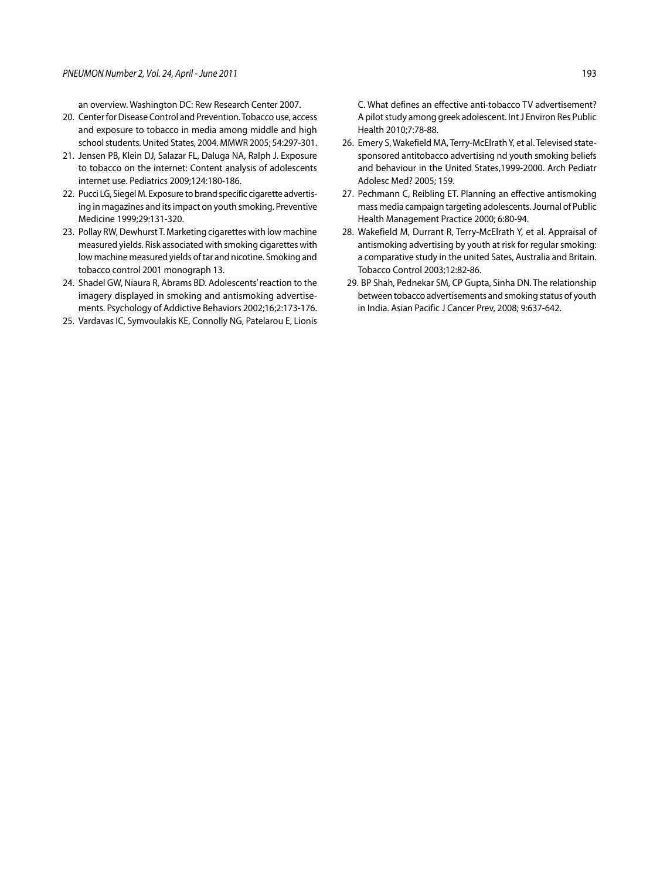an overview. Washington DC: Rew Research Center 2007.

20. Center for Disease Control and Prevention. Tobacco use, access and exposure to tobacco in media among middle and high school students. United States, 2004. MMWR 2005; 54:297-301.
21. Jensen PB, Klein DJ, Salazar FL, Daluga NA, Ralph J. Exposure to tobacco on the internet: Content analysis of adolescents internet use. Pediatrics 2009;124:180-186.
22. Pucci LG, Siegel M. Exposure to brand specific cigarette advertising in magazines and its impact on youth smoking. Preventive Medicine 1999;29:131-320.
23. Pollay RW, Dewhurst T. Marketing cigarettes with low machine measured yields. Risk associated with smoking cigarettes with low machine measured yields of tar and nicotine. Smoking and tobacco control 2001 monograph 13.
24. Shadel GW, Niaura R, Abrams BD. Adolescents' reaction to the imagery displayed in smoking and antismoking advertisements. Psychology of Addictive Behaviors 2002;16;2:173-176.
25. Vardavas IC, Symvoulakis KE, Connolly NG, Patelarou E, Lionis C. What defines an effective anti-tobacco TV advertisement? A pilot study among greek adolescent. Int J Environ Res Public Health 2010;7:78-88.
26. Emery S, Wakefield MA, Terry-McElrath Y, et al. Televised state-sponsored antitobacco advertising nd youth smoking beliefs and behaviour in the United States,1999-2000. Arch Pediatr Adolesc Med? 2005; 159.
27. Pechmann C, Reibling ET. Planning an effective antismoking mass media campaign targeting adolescents. Journal of Public Health Management Practice 2000; 6:80-94.
28. Wakefield M, Durrant R, Terry-McElrath Y, et al. Appraisal of antismoking advertising by youth at risk for regular smoking: a comparative study in the united Sates, Australia and Britain. Tobacco Control 2003;12:82-86.
29. BP Shah, Pednekar SM, CP Gupta, Sinha DN. The relationship between tobacco advertisements and smoking status of youth in India. Asian Pacific J Cancer Prev, 2008; 9:637-642.